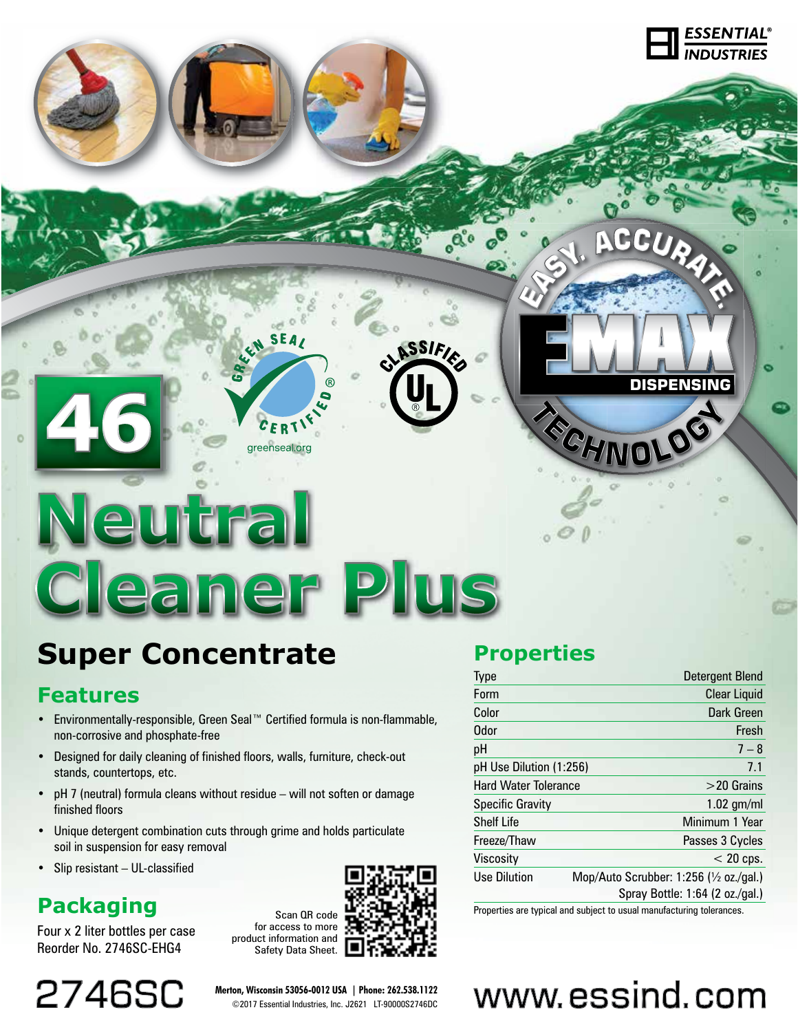ESSENTIAL® INDUSTRIES

46

# Neutral Cleaner Plus

## Super Concentrate

### Features

- Environmentally-responsible, Green Seal™ Certified formula is non-flammable, non-corrosive and phosphate-free
- Designed for daily cleaning of finished floors, walls, furniture, check-out stands, countertops, etc.
- pH 7 (neutral) formula cleans without residue – will not soften or damage finished floors
- Unique detergent combination cuts through grime and holds particulate soil in suspension for easy removal
- Slip resistant – UL-classified

### Packaging

Four x 2 liter bottles per case
Reorder No. 2746SC-EHG4

Scan QR code for access to more product information and Safety Data Sheet.

### Properties

| Property | Value |
|---|---|
| Type | Detergent Blend |
| Form | Clear Liquid |
| Color | Dark Green |
| Odor | Fresh |
| pH | 7 – 8 |
| pH Use Dilution (1:256) | 7.1 |
| Hard Water Tolerance | >20 Grains |
| Specific Gravity | 1.02 gm/ml |
| Shelf Life | Minimum 1 Year |
| Freeze/Thaw | Passes 3 Cycles |
| Viscosity | < 20 cps. |
| Use Dilution | Mop/Auto Scrubber: 1:256 (½ oz./gal.)<br>Spray Bottle: 1:64 (2 oz./gal.) |

Properties are typical and subject to usual manufacturing tolerances.

2746SC

Merton, Wisconsin 53056-0012 USA | Phone: 262.538.1122
©2017 Essential Industries, Inc. J2621 LT-90000S2746DC

www.essind.com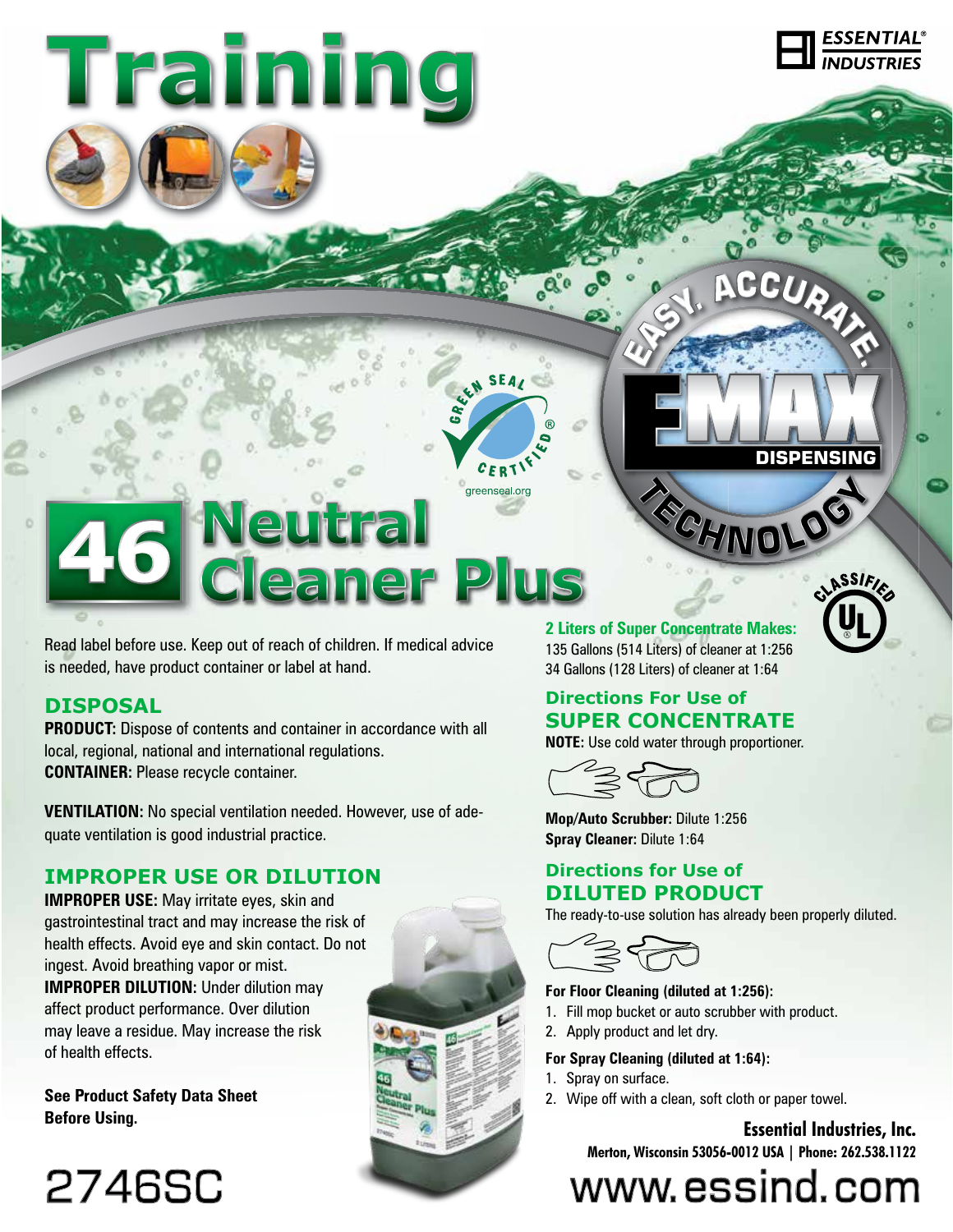# Training

ESSENTIAL® INDUSTRIES

GREEN SEAL CERTIFIED® greenseal.org

EASY. ACCURATE. EMAX DISPENSING TECHNOLOGY

CLASSIFIED UL®

# 46 Neutral Cleaner Plus

Read label before use. Keep out of reach of children. If medical advice is needed, have product container or label at hand.

## DISPOSAL

**PRODUCT:** Dispose of contents and container in accordance with all local, regional, national and international regulations.
**CONTAINER:** Please recycle container.

**VENTILATION:** No special ventilation needed. However, use of adequate ventilation is good industrial practice.

## IMPROPER USE OR DILUTION

**IMPROPER USE:** May irritate eyes, skin and gastrointestinal tract and may increase the risk of health effects. Avoid eye and skin contact. Do not ingest. Avoid breathing vapor or mist.
**IMPROPER DILUTION:** Under dilution may affect product performance. Over dilution may leave a residue. May increase the risk of health effects.

**See Product Safety Data Sheet Before Using.**

**2 Liters of Super Concentrate Makes:**
135 Gallons (514 Liters) of cleaner at 1:256
34 Gallons (128 Liters) of cleaner at 1:64

## Directions For Use of SUPER CONCENTRATE

**NOTE:** Use cold water through proportioner.

**Mop/Auto Scrubber:** Dilute 1:256
**Spray Cleaner:** Dilute 1:64

## Directions for Use of DILUTED PRODUCT

The ready-to-use solution has already been properly diluted.

**For Floor Cleaning (diluted at 1:256):**

1. Fill mop bucket or auto scrubber with product.
2. Apply product and let dry.

**For Spray Cleaning (diluted at 1:64):**

1. Spray on surface.
2. Wipe off with a clean, soft cloth or paper towel.

**Essential Industries, Inc.**
**Merton, Wisconsin 53056-0012 USA | Phone: 262.538.1122**

2746SC

www.essind.com